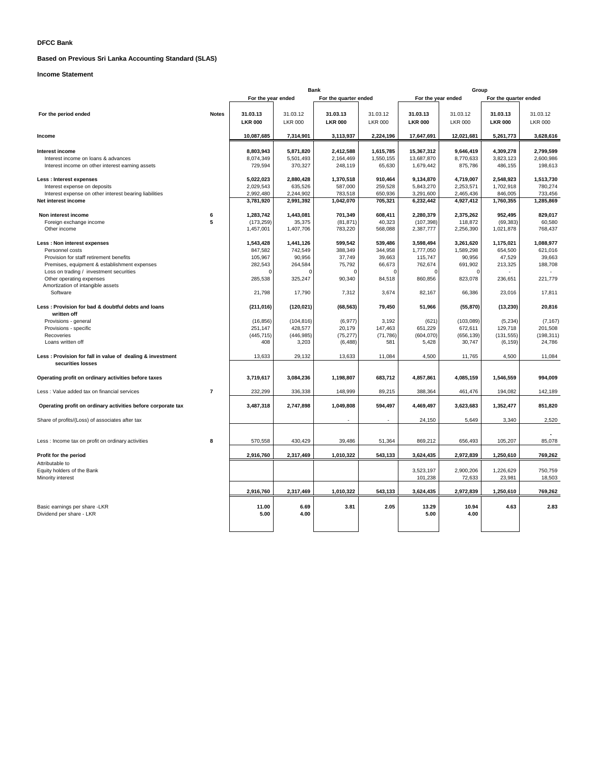**DFCC Bank**

**Based on Previous Sri Lanka Accounting Standard (SLAS)**

**Income Statement**

| | | Bank | | | | Group | | | |
|---|---|---|---|---|---|---|---|---|---|
| | | For the year ended | | For the quarter ended | | For the year ended | | For the quarter ended | |
| **For the period ended** | **Notes** | **31.03.13** | 31.03.12 | **31.03.13** | 31.03.12 | **31.03.13** | 31.03.12 | **31.03.13** | 31.03.12 |
| | | **LKR 000** | LKR 000 | **LKR 000** | LKR 000 | **LKR 000** | LKR 000 | **LKR 000** | LKR 000 |
| **Income** | | **10,087,685** | **7,314,901** | **3,113,937** | **2,224,196** | **17,647,691** | **12,021,681** | **5,261,773** | **3,628,616** |
| **Interest income** | | **8,803,943** | **5,871,820** | **2,412,588** | **1,615,785** | **15,367,312** | **9,646,419** | **4,309,278** | **2,799,599** |
| Interest income on loans & advances | | 8,074,349 | 5,501,493 | 2,164,469 | 1,550,155 | 13,687,870 | 8,770,633 | 3,823,123 | 2,600,986 |
| Interest income on other interest earning assets | | 729,594 | 370,327 | 248,119 | 65,630 | 1,679,442 | 875,786 | 486,155 | 198,613 |
| **Less : Interest expenses** | | **5,022,023** | **2,880,428** | **1,370,518** | **910,464** | **9,134,870** | **4,719,007** | **2,548,923** | **1,513,730** |
| Interest expense on deposits | | 2,029,543 | 635,526 | 587,000 | 259,528 | 5,843,270 | 2,253,571 | 1,702,918 | 780,274 |
| Interest expense on other interest bearing liabilities | | 2,992,480 | 2,244,902 | 783,518 | 650,936 | 3,291,600 | 2,465,436 | 846,005 | 733,456 |
| **Net interest income** | | **3,781,920** | **2,991,392** | **1,042,070** | **705,321** | **6,232,442** | **4,927,412** | **1,760,355** | **1,285,869** |
| **Non interest income** | **6** | **1,283,742** | **1,443,081** | **701,349** | **608,411** | **2,280,379** | **2,375,262** | **952,495** | **829,017** |
| Foreign exchange income | **5** | (173,259) | 35,375 | (81,871) | 40,323 | (107,398) | 118,872 | (69,383) | 60,580 |
| Other income | | 1,457,001 | 1,407,706 | 783,220 | 568,088 | 2,387,777 | 2,256,390 | 1,021,878 | 768,437 |
| **Less : Non interest expenses** | | **1,543,428** | **1,441,126** | **599,542** | **539,486** | **3,598,494** | **3,261,620** | **1,175,021** | **1,088,977** |
| Personnel costs | | 847,582 | 742,549 | 388,349 | 344,958 | 1,777,050 | 1,589,298 | 654,500 | 621,016 |
| Provision for staff retirement benefits | | 105,967 | 90,956 | 37,749 | 39,663 | 115,747 | 90,956 | 47,529 | 39,663 |
| Premises, equipment & establishment expenses | | 282,543 | 264,584 | 75,792 | 66,673 | 762,674 | 691,902 | 213,325 | 188,708 |
| Loss on trading / investment securities | | 0 | 0 | 0 | 0 | 0 | 0 | - | - |
| Other operating expenses | | 285,538 | 325,247 | 90,340 | 84,518 | 860,856 | 823,078 | 236,651 | 221,779 |
| Amortization of intangible assets | | | | | | | | | |
| Software | | 21,798 | 17,790 | 7,312 | 3,674 | 82,167 | 66,386 | 23,016 | 17,811 |
| **Less : Provision for bad & doubtful debts and loans written off** | | **(211,016)** | **(120,021)** | **(68,563)** | **79,450** | **51,966** | **(55,870)** | **(13,230)** | **20,816** |
| Provisions - general | | (16,856) | (104,816) | (6,977) | 3,192 | (621) | (103,089) | (5,234) | (7,167) |
| Provisions - specific | | 251,147 | 428,577 | 20,179 | 147,463 | 651,229 | 672,611 | 129,718 | 201,508 |
| Recoveries | | (445,715) | (446,985) | (75,277) | (71,786) | (604,070) | (656,139) | (131,555) | (198,311) |
| Loans written off | | 408 | 3,203 | (6,488) | 581 | 5,428 | 30,747 | (6,159) | 24,786 |
| **Less : Provision for fall in value of dealing & investment securities losses** | | 13,633 | 29,132 | 13,633 | 11,084 | 4,500 | 11,765 | 4,500 | 11,084 |
| **Operating profit on ordinary activities before taxes** | | **3,719,617** | **3,084,236** | **1,198,807** | **683,712** | **4,857,861** | **4,085,159** | **1,546,559** | **994,009** |
| Less : Value added tax on financial services | **7** | 232,299 | 336,338 | 148,999 | 89,215 | 388,364 | 461,476 | 194,082 | 142,189 |
| **Operating profit on ordinary activities before corporate tax** | | **3,487,318** | **2,747,898** | **1,049,808** | **594,497** | **4,469,497** | **3,623,683** | **1,352,477** | **851,820** |
| Share of profits/(Loss) of associates after tax | | | | - | - | 24,150 | 5,649 | 3,340 | 2,520 |
| Less : Income tax on profit on ordinary activities | **8** | 570,558 | 430,429 | 39,486 | 51,364 | 869,212 | 656,493 | 105,207 | - 85,078 |
| **Profit for the period** | | **2,916,760** | **2,317,469** | **1,010,322** | **543,133** | **3,624,435** | **2,972,839** | **1,250,610** | **769,262** |
| Attributable to | | | | | | | | | |
| Equity holders of the Bank | | | | | | 3,523,197 | 2,900,206 | 1,226,629 | 750,759 |
| Minority interest | | | | | | 101,238 | 72,633 | 23,981 | 18,503 |
| | | **2,916,760** | **2,317,469** | **1,010,322** | **543,133** | **3,624,435** | **2,972,839** | **1,250,610** | **769,262** |
| Basic earnings per share -LKR | | **11.00** | **6.69** | **3.81** | **2.05** | **13.29** | **10.94** | **4.63** | **2.83** |
| Dividend per share - LKR | | **5.00** | **4.00** | | | **5.00** | **4.00** | | |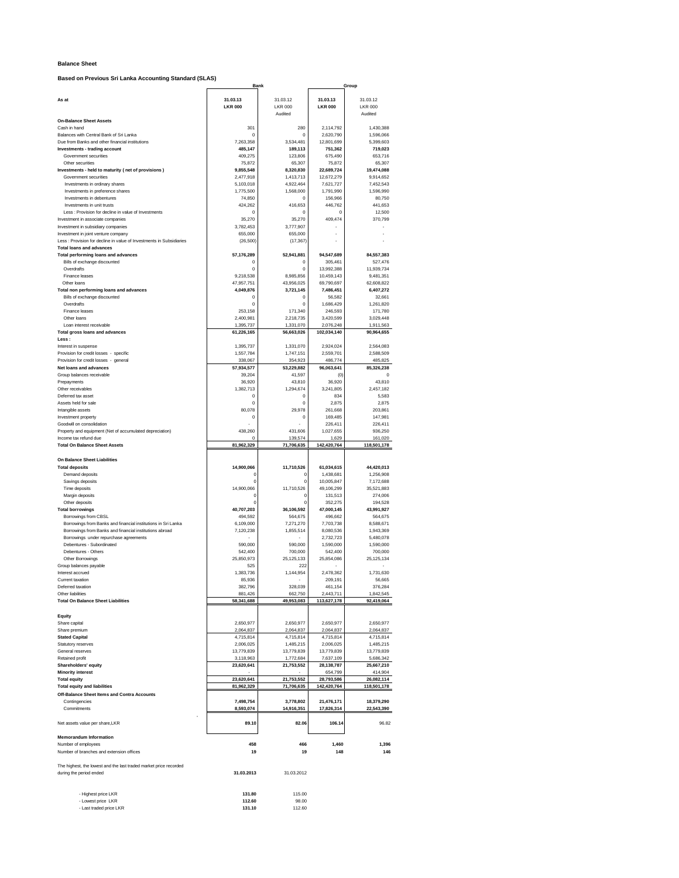**Balance Sheet**

**Based on Previous Sri Lanka Accounting Standard (SLAS)**

| | Bank | | Group | |
|---|---|---|---|---|
| **As at** | **31.03.13** | 31.03.12 | **31.03.13** | 31.03.12 |
| | **LKR 000** | LKR 000 | **LKR 000** | LKR 000 |
| | | Audited | | Audited |
| **On-Balance Sheet Assets** | | | | |
| Cash in hand | 301 | 280 | 2,114,792 | 1,430,388 |
| Balances with Central Bank of Sri Lanka | 0 | 0 | 2,620,790 | 1,596,066 |
| Due from Banks and other financial institutions | 7,263,358 | 3,534,481 | 12,801,699 | 5,399,603 |
| **Investments - trading account** | **485,147** | **189,113** | **751,362** | **719,023** |
| Government securities | 409,275 | 123,806 | 675,490 | 653,716 |
| Other securities | 75,872 | 65,307 | 75,872 | 65,307 |
| **Investments - held to maturity ( net of provisions )** | **9,855,548** | **8,320,830** | **22,689,724** | **19,474,088** |
| Government securities | 2,477,918 | 1,413,713 | 12,672,279 | 9,914,652 |
| Investments in ordinary shares | 5,103,018 | 4,922,464 | 7,621,727 | 7,452,543 |
| Investments in preference shares | 1,775,500 | 1,568,000 | 1,791,990 | 1,596,990 |
| Investments in debentures | 74,850 | 0 | 156,966 | 80,750 |
| Investments in unit trusts | 424,262 | 416,653 | 446,762 | 441,653 |
| Less : Provision for decline in value of Investments | 0 | 0 | 0 | 12,500 |
| Investment in associate companies | 35,270 | 35,270 | 409,474 | 370,799 |
| Investment in subsidiary companies | 3,782,453 | 3,777,907 | - | - |
| Investment in joint venture company | 655,000 | 655,000 | - | - |
| Less : Provision for decline in value of Investments in Subsidiaries | (26,500) | (17,367) | - | - |
| **Total loans and advances** | | | | |
| **Total performing loans and advances** | **57,176,289** | **52,941,881** | **94,547,689** | **84,557,383** |
| Bills of exchange discounted | 0 | 0 | 305,461 | 527,476 |
| Overdrafts | 0 | 0 | 13,992,388 | 11,939,734 |
| Finance leases | 9,218,538 | 8,985,856 | 10,459,143 | 9,481,351 |
| Other loans | 47,957,751 | 43,956,025 | 69,790,697 | 62,608,822 |
| **Total non performing loans and advances** | **4,049,876** | **3,721,145** | **7,486,451** | **6,407,272** |
| Bills of exchange discounted | 0 | 0 | 56,582 | 32,661 |
| Overdrafts | 0 | 0 | 1,686,429 | 1,261,820 |
| Finance leases | 253,158 | 171,340 | 246,593 | 171,780 |
| Other loans | 2,400,981 | 2,218,735 | 3,420,599 | 3,029,448 |
| Loan interest receivable | 1,395,737 | 1,331,070 | 2,076,248 | 1,911,563 |
| **Total gross loans and advances** | **61,226,165** | **56,663,026** | **102,034,140** | **90,964,655** |
| **Less :** | | | | |
| Interest in suspense | 1,395,737 | 1,331,070 | 2,924,024 | 2,564,083 |
| Provision for credit losses - specific | 1,557,784 | 1,747,151 | 2,559,701 | 2,588,509 |
| Provision for credit losses - general | 338,067 | 354,923 | 486,774 | 485,825 |
| **Net loans and advances** | **57,934,577** | **53,229,882** | **96,063,641** | **85,326,238** |
| Group balances receivable | 39,204 | 41,597 | (0) | 0 |
| Prepayments | 36,920 | 43,810 | 36,920 | 43,810 |
| Other receivables | 1,382,713 | 1,294,674 | 3,241,805 | 2,457,182 |
| Deferred tax asset | 0 | 0 | 834 | 5,583 |
| Assets held for sale | 0 | 0 | 2,875 | 2,875 |
| Intangible assets | 80,078 | 29,978 | 261,668 | 203,861 |
| Investment property | 0 | 0 | 169,485 | 147,981 |
| Goodwill on consolidation | - | - | 226,411 | 226,411 |
| Property and equipment (Net of accumulated depreciation) | 438,260 | 431,606 | 1,027,655 | 936,250 |
| Income tax refund due | 0 | 139,574 | 1,629 | 161,020 |
| **Total On Balance Sheet Assets** | **81,962,329** | **71,706,635** | **142,420,764** | **118,501,178** |
| | | | | |
| **On Balance Sheet Liabilities** | | | | |
| **Total deposits** | **14,900,066** | **11,710,526** | **61,034,615** | **44,420,013** |
| Demand deposits | 0 | 0 | 1,438,681 | 1,256,908 |
| Savings deposits | 0 | 0 | 10,005,847 | 7,172,688 |
| Time deposits | 14,900,066 | 11,710,526 | 49,106,299 | 35,521,883 |
| Margin deposits | 0 | 0 | 131,513 | 274,006 |
| Other deposits | 0 | 0 | 352,275 | 194,528 |
| **Total borrowings** | **40,707,203** | **36,106,592** | **47,000,145** | **43,991,927** |
| Borrowings from CBSL | 494,592 | 564,675 | 496,662 | 564,675 |
| Borrowings from Banks and financial institutions in Sri Lanka | 6,109,000 | 7,271,270 | 7,703,738 | 8,588,671 |
| Borrowings from Banks and financial institutions abroad | 7,120,238 | 1,855,514 | 8,080,536 | 1,943,369 |
| Borrowings under repurchase agreements | - | - | 2,732,723 | 5,480,078 |
| Debentures - Subordinated | 590,000 | 590,000 | 1,590,000 | 1,590,000 |
| Debentures - Others | 542,400 | 700,000 | 542,400 | 700,000 |
| Other Borrowings | 25,850,973 | 25,125,133 | 25,854,086 | 25,125,134 |
| Group balances payable | 525 | 222 | - | - |
| Interest accrued | 1,383,736 | 1,144,954 | 2,478,362 | 1,731,630 |
| Current taxation | 85,936 | - | 209,191 | 56,665 |
| Deferred taxation | 382,796 | 328,039 | 461,154 | 376,284 |
| Other liabilities | 881,426 | 662,750 | 2,443,711 | 1,842,545 |
| **Total On Balance Sheet Liabilities** | **58,341,688** | **49,953,083** | **113,627,178** | **92,419,064** |
| | | | | |
| **Equity** | | | | |
| Share capital | 2,650,977 | 2,650,977 | 2,650,977 | 2,650,977 |
| Share premium | 2,064,837 | 2,064,837 | 2,064,837 | 2,064,837 |
| **Stated Capital** | 4,715,814 | 4,715,814 | 4,715,814 | 4,715,814 |
| Statutory reserves | 2,006,025 | 1,485,215 | 2,006,025 | 1,485,215 |
| General reserves | 13,779,839 | 13,779,839 | 13,779,839 | 13,779,839 |
| Retained profit | 3,118,963 | 1,772,684 | 7,637,109 | 5,686,342 |
| **Shareholders' equity** | **23,620,641** | **21,753,552** | **28,138,787** | **25,667,210** |
| **Minority interest** | - | - | 654,799 | 414,904 |
| **Total equity** | **23,620,641** | **21,753,552** | **28,793,586** | **26,082,114** |
| **Total equity and liabilities** | **81,962,329** | **71,706,635** | **142,420,764** | **118,501,178** |
| **Off-Balance Sheet Items and Contra Accounts** | | | | |
| Contingencies | **7,498,754** | **3,778,802** | **21,476,171** | **18,379,290** |
| Commitments | **8,593,074** | **14,916,351** | **17,826,314** | **22,543,390** |
| | | | | |
| Net assets value per share,LKR | **89.10** | **82.06** | **106.14** | 96.82 |
| | | | | |
| **Memorandum Information** | | | | |
| Number of employees | **458** | **466** | **1,460** | **1,396** |
| Number of branches and extension offices | **19** | **19** | **148** | **146** |

The highest, the lowest and the last traded market price recorded during the period ended

| | **31.03.2013** | 31.03.2012 |
|---|---|---|
| - Highest price LKR | **131.80** | 115.00 |
| - Lowest price LKR | **112.60** | 98.00 |
| - Last traded price LKR | **131.10** | 112.60 |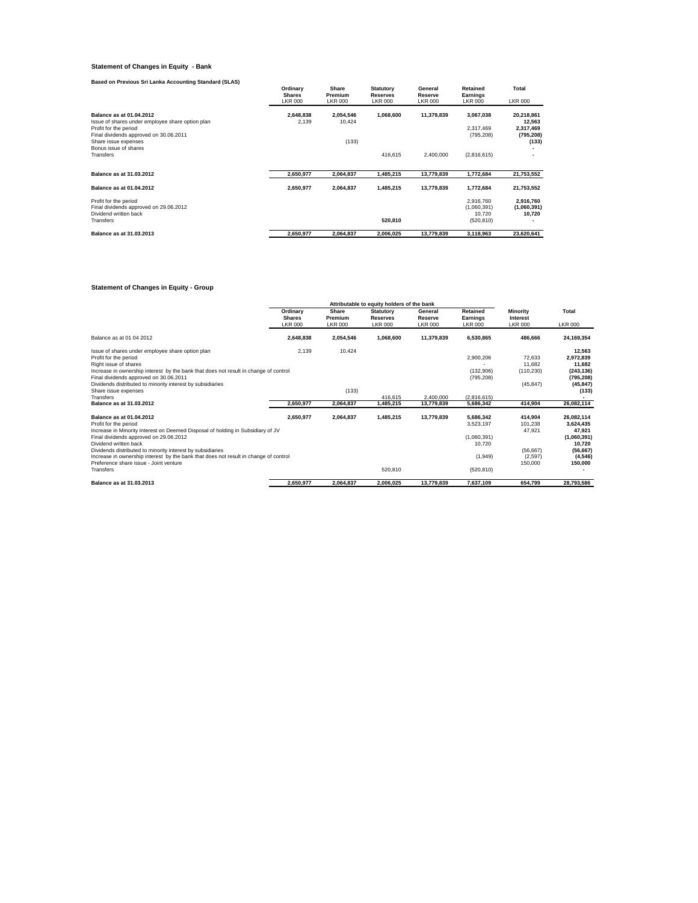### Statement of Changes in Equity - Bank

**Based on Previous Sri Lanka Accounting Standard (SLAS)**

| | Ordinary Shares LKR 000 | Share Premium LKR 000 | Statutory Reserves LKR 000 | General Reserve LKR 000 | Retained Earnings LKR 000 | Total LKR 000 |
|---|---|---|---|---|---|---|
| **Balance as at 01.04.2012** | **2,648,838** | **2,054,546** | **1,068,600** | **11,379,839** | **3,067,038** | **20,218,861** |
| Issue of shares under employee share option plan | 2,139 | 10,424 | | | | **12,563** |
| Profit for the period | | | | | 2,317,469 | **2,317,469** |
| Final dividends approved on 30.06.2011 | | | | | (795,208) | **(795,208)** |
| Share issue expenses | | (133) | | | | **(133)** |
| Bonus issue of shares | | | | | | **-** |
| Transfers | | | 416,615 | 2,400,000 | (2,816,615) | **-** |
| **Balance as at 31.03.2012** | **2,650,977** | **2,064,837** | **1,485,215** | **13,779,839** | **1,772,684** | **21,753,552** |
| **Balance as at 01.04.2012** | **2,650,977** | **2,064,837** | **1,485,215** | **13,779,839** | **1,772,684** | **21,753,552** |
| Profit for the period | | | | | 2,916,760 | **2,916,760** |
| Final dividends approved on 29.06.2012 | | | | | (1,060,391) | **(1,060,391)** |
| Dividend written back | | | | | 10,720 | **10,720** |
| Transfers | | | **520,810** | | (520,810) | **-** |
| **Balance as at 31.03.2013** | **2,650,977** | **2,064,837** | **2,006,025** | **13,779,839** | **3,118,963** | **23,620,641** |

### Statement of Changes in Equity - Group

| | Attributable to equity holders of the bank | | | | | | |
|---|---|---|---|---|---|---|---|
| | Ordinary Shares LKR 000 | Share Premium LKR 000 | Statutory Reserves LKR 000 | General Reserve LKR 000 | Retained Earnings LKR 000 | Minority Interest LKR 000 | Total LKR 000 |
| Balance as at 01 04 2012 | **2,648,838** | **2,054,546** | **1,068,600** | **11,379,839** | **6,530,865** | **486,666** | **24,169,354** |
| Issue of shares under employee share option plan | 2,139 | 10,424 | | | | | **12,563** |
| Profit for the period | | | | | 2,900,206 | 72,633 | **2,972,839** |
| Right issue of shares | | | | | - | 11,682 | **11,682** |
| Increase in ownership interest by the bank that does not result in change of control | | | | | (132,906) | (110,230) | **(243,136)** |
| Final dividends approved on 30.06.2011 | | | | | (795,208) | | **(795,208)** |
| Dividends distributed to minority interest by subsidiaries | | | | | | (45,847) | **(45,847)** |
| Share issue expenses | | (133) | | | | | **(133)** |
| Transfers | | | 416,615 | 2,400,000 | (2,816,615) | | **-** |
| **Balance as at 31.03.2012** | **2,650,977** | **2,064,837** | **1,485,215** | **13,779,839** | **5,686,342** | **414,904** | **26,082,114** |
| **Balance as at 01.04.2012** | **2,650,977** | **2,064,837** | **1,485,215** | **13,779,839** | **5,686,342** | **414,904** | **26,082,114** |
| Profit for the period | | | | | 3,523,197 | 101,238 | **3,624,435** |
| Increase in Minority Interest on Deemed Disposal of holding in Subsidiary of JV | | | | | | 47,921 | **47,921** |
| Final dividends approved on 29.06.2012 | | | | | (1,060,391) | | **(1,060,391)** |
| Dividend written back | | | | | 10,720 | | **10,720** |
| Dividends distributed to minority interest by subsidiaries | | | | | | (56,667) | **(56,667)** |
| Increase in ownership interest by the bank that does not result in change of control | | | | | (1,949) | (2,597) | **(4,546)** |
| Preference share issue - Joint venture | | | | | | 150,000 | **150,000** |
| Transfers | | | 520,810 | | (520,810) | | **-** |
| **Balance as at 31.03.2013** | **2,650,977** | **2,064,837** | **2,006,025** | **13,779,839** | **7,637,109** | **654,799** | **28,793,586** |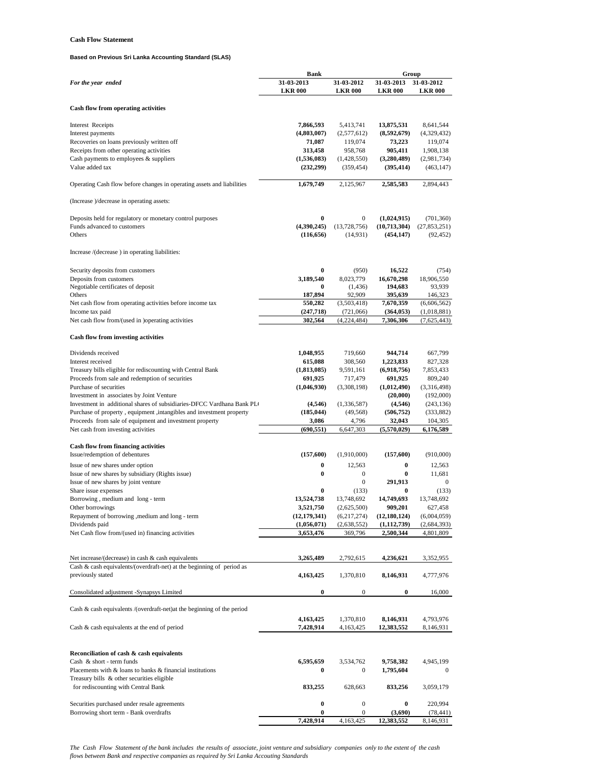**Cash Flow Statement**

**Based on Previous Sri Lanka Accounting Standard (SLAS)**

| For the year ended | Bank 31-03-2013 LKR 000 | Bank 31-03-2012 LKR 000 | Group 31-03-2013 LKR 000 | Group 31-03-2012 LKR 000 |
|---|---|---|---|---|
| **Cash flow from operating activities** | | | | |
| Interest Receipts | **7,866,593** | 5,413,741 | **13,875,531** | 8,641,544 |
| Interest payments | **(4,803,007)** | (2,577,612) | **(8,592,679)** | (4,329,432) |
| Recoveries on loans previously written off | **71,087** | 119,074 | **73,223** | 119,074 |
| Receipts from other operating activities | **313,458** | 958,768 | **905,411** | 1,908,138 |
| Cash payments to employees & suppliers | **(1,536,083)** | (1,428,550) | **(3,280,489)** | (2,981,734) |
| Value added tax | **(232,299)** | (359,454) | **(395,414)** | (463,147) |
| Operating Cash flow before changes in operating assets and liabilities | **1,679,749** | 2,125,967 | **2,585,583** | 2,894,443 |
| (Increase )/decrease in operating assets: | | | | |
| Deposits held for regulatory or monetary control purposes | **0** | 0 | **(1,024,915)** | (701,360) |
| Funds advanced to customers | **(4,390,245)** | (13,728,756) | **(10,713,304)** | (27,853,251) |
| Others | **(116,656)** | (14,931) | **(454,147)** | (92,452) |
| Increase /(decrease ) in operating liabilities: | | | | |
| Security deposits from customers | **0** | (950) | **16,522** | (754) |
| Deposits from customers | **3,189,540** | 8,023,779 | **16,670,298** | 18,906,550 |
| Negotiable certificates of deposit | **0** | (1,436) | **194,683** | 93,939 |
| Others | **187,894** | 92,909 | **395,639** | 146,323 |
| Net cash flow from operating activities before income tax | **550,282** | (3,503,418) | **7,670,359** | (6,606,562) |
| Income tax paid | **(247,718)** | (721,066) | **(364,053)** | (1,018,881) |
| Net cash flow from/(used in )operating activities | **302,564** | (4,224,484) | **7,306,306** | (7,625,443) |
| **Cash flow from investing activities** | | | | |
| Dividends received | **1,048,955** | 719,660 | **944,714** | 667,799 |
| Interest received | **615,088** | 308,560 | **1,223,833** | 827,328 |
| Treasury bills eligible for rediscounting with Central Bank | **(1,813,085)** | 9,591,161 | **(6,918,756)** | 7,853,433 |
| Proceeds from sale and redemption of securities | **691,925** | 717,479 | **691,925** | 809,240 |
| Purchase of securities | **(1,046,930)** | (3,308,198) | **(1,012,490)** | (3,316,498) |
| Investment in associates by Joint Venture | | | **(20,000)** | (192,000) |
| Investment in additional shares of subsidiaries-DFCC Vardhana Bank PL( | **(4,546)** | (1,336,587) | **(4,546)** | (243,136) |
| Purchase of property , equipment ,intangibles and investment property | **(185,044)** | (49,568) | **(506,752)** | (333,882) |
| Proceeds from sale of equipment and investment property | **3,086** | 4,796 | **32,043** | 104,305 |
| Net cash from investing activities | **(690,551)** | 6,647,303 | **(5,570,029)** | **6,176,589** |
| **Cash flow from financing activities** | | | | |
| Issue/redemption of debentures | **(157,600)** | (1,910,000) | **(157,600)** | (910,000) |
| Issue of new shares under option | **0** | 12,563 | **0** | 12,563 |
| Issue of new shares by subsidiary (Rights issue) | **0** | 0 | **0** | 11,681 |
| Issue of new shares by joint venture | | 0 | **291,913** | 0 |
| Share issue expenses | **0** | (133) | **0** | (133) |
| Borrowing , medium and long - term | **13,524,738** | 13,748,692 | **14,749,693** | 13,748,692 |
| Other borrowings | **3,521,750** | (2,625,500) | **909,201** | 627,458 |
| Repayment of borrowing ,medium and long - term | **(12,179,341)** | (6,217,274) | **(12,180,124)** | (6,004,059) |
| Dividends paid | **(1,056,071)** | (2,638,552) | **(1,112,739)** | (2,684,393) |
| Net Cash flow from/(used in) financing activities | **3,653,476** | 369,796 | **2,500,344** | 4,801,809 |
| Net increase/(decrease) in cash & cash equivalents | **3,265,489** | 2,792,615 | **4,236,621** | 3,352,955 |
| Cash & cash equivalents/(overdraft-net) at the beginning of period as previously stated | **4,163,425** | 1,370,810 | **8,146,931** | 4,777,976 |
| Consolidated adjustment -Synapsys Limited | **0** | 0 | **0** | 16,000 |
| Cash & cash equivalents /(overdraft-net)at the beginning of the period | **4,163,425** | 1,370,810 | **8,146,931** | 4,793,976 |
| Cash & cash equivalents at the end of period | **7,428,914** | 4,163,425 | **12,383,552** | 8,146,931 |
| **Reconciliation of cash & cash equivalents** | | | | |
| Cash & short - term funds | **6,595,659** | 3,534,762 | **9,758,382** | 4,945,199 |
| Placements with & loans to banks & financial institutions | **0** | 0 | **1,795,604** | 0 |
| Treasury bills & other securities eligible for rediscounting with Central Bank | **833,255** | 628,663 | **833,256** | 3,059,179 |
| Securities purchased under resale agreements | **0** | 0 | **0** | 220,994 |
| Borrowing short term - Bank overdrafts | **0** | 0 | **(3,690)** | (78,441) |
| | **7,428,914** | 4,163,425 | **12,383,552** | 8,146,931 |

*The Cash Flow Statement of the bank includes the results of associate, joint venture and subsidiary companies only to the extent of the cash flows between Bank and respective companies as required by Sri Lanka Accouting Standards*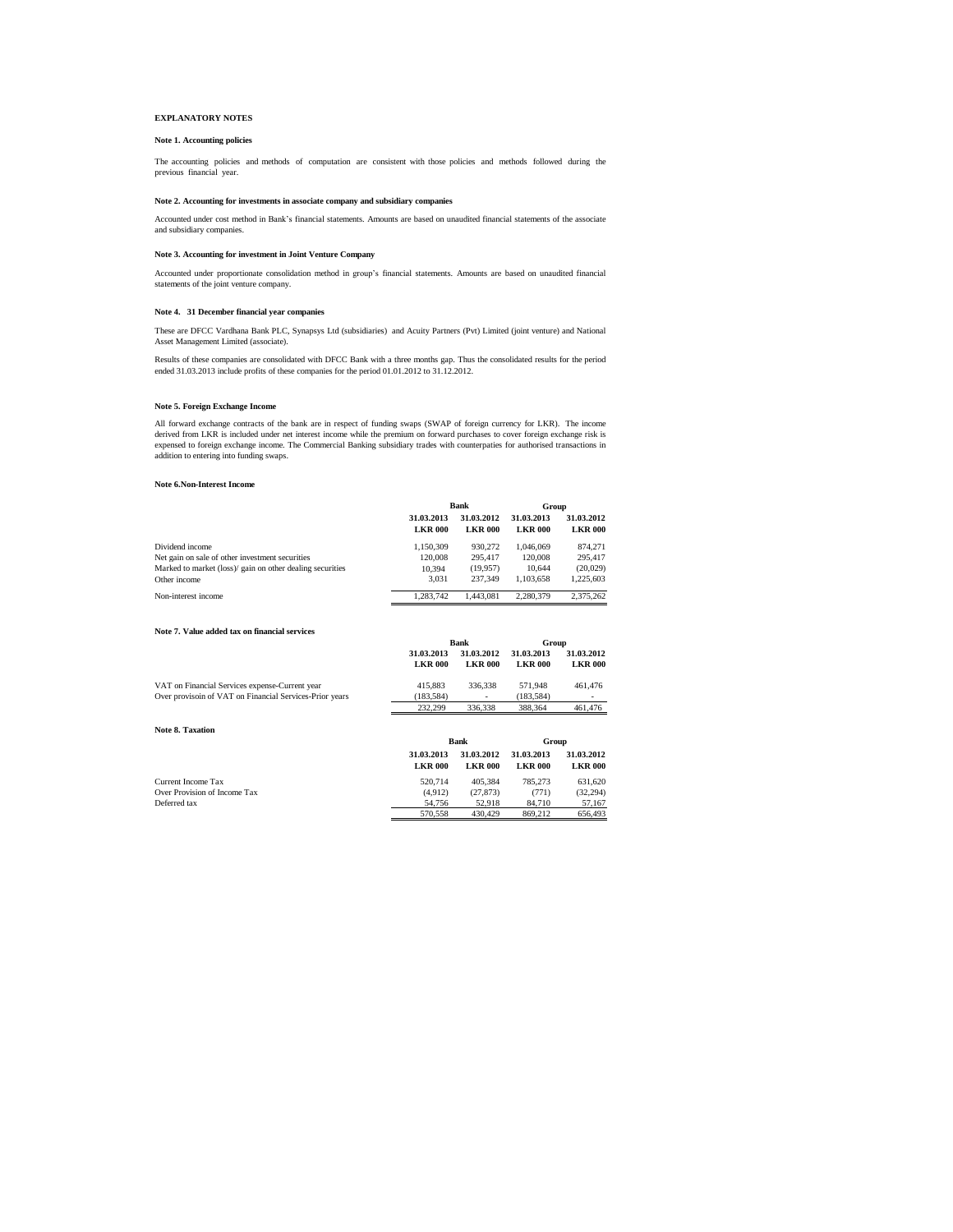## EXPLANATORY NOTES

### Note 1. Accounting policies

The accounting policies and methods of computation are consistent with those policies and methods followed during the previous financial year.

### Note 2. Accounting for investments in associate company and subsidiary companies

Accounted under cost method in Bank's financial statements. Amounts are based on unaudited financial statements of the associate and subsidiary companies.

### Note 3. Accounting for investment in Joint Venture Company

Accounted under proportionate consolidation method in group's financial statements. Amounts are based on unaudited financial statements of the joint venture company.

### Note 4. 31 December financial year companies

These are DFCC Vardhana Bank PLC, Synapsys Ltd (subsidiaries) and Acuity Partners (Pvt) Limited (joint venture) and National Asset Management Limited (associate).

Results of these companies are consolidated with DFCC Bank with a three months gap. Thus the consolidated results for the period ended 31.03.2013 include profits of these companies for the period 01.01.2012 to 31.12.2012.

### Note 5. Foreign Exchange Income

All forward exchange contracts of the bank are in respect of funding swaps (SWAP of foreign currency for LKR). The income derived from LKR is included under net interest income while the premium on forward purchases to cover foreign exchange risk is expensed to foreign exchange income. The Commercial Banking subsidiary trades with counterpaties for authorised transactions in addition to entering into funding swaps.

### Note 6.Non-Interest Income

| | Bank | | Group | |
|---|---|---|---|---|
| | **31.03.2013** | **31.03.2012** | **31.03.2013** | **31.03.2012** |
| | **LKR 000** | **LKR 000** | **LKR 000** | **LKR 000** |
| Dividend income | 1,150,309 | 930,272 | 1,046,069 | 874,271 |
| Net gain on sale of other investment securities | 120,008 | 295,417 | 120,008 | 295,417 |
| Marked to market (loss)/ gain on other dealing securities | 10,394 | (19,957) | 10,644 | (20,029) |
| Other income | 3,031 | 237,349 | 1,103,658 | 1,225,603 |
| Non-interest income | 1,283,742 | 1,443,081 | 2,280,379 | 2,375,262 |

### Note 7. Value added tax on financial services

| | Bank | | Group | |
|---|---|---|---|---|
| | **31.03.2013** | **31.03.2012** | **31.03.2013** | **31.03.2012** |
| | **LKR 000** | **LKR 000** | **LKR 000** | **LKR 000** |
| VAT on Financial Services expense-Current year | 415,883 | 336,338 | 571,948 | 461,476 |
| Over provisoin of VAT on Financial Services-Prior years | (183,584) | - | (183,584) | - |
| | 232,299 | 336,338 | 388,364 | 461,476 |

### Note 8. Taxation

| | Bank | | Group | |
|---|---|---|---|---|
| | **31.03.2013** | **31.03.2012** | **31.03.2013** | **31.03.2012** |
| | **LKR 000** | **LKR 000** | **LKR 000** | **LKR 000** |
| Current Income Tax | 520,714 | 405,384 | 785,273 | 631,620 |
| Over Provision of Income Tax | (4,912) | (27,873) | (771) | (32,294) |
| Deferred tax | 54,756 | 52,918 | 84,710 | 57,167 |
| | 570,558 | 430,429 | 869,212 | 656,493 |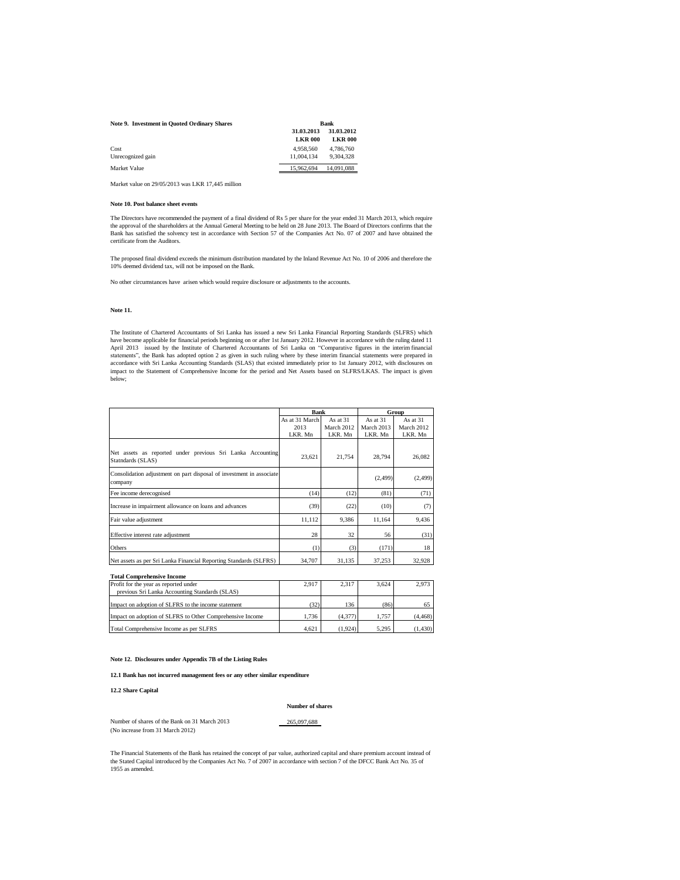**Note 9. Investment in Quoted Ordinary Shares**

| | Bank | |
|---|---|---|
| | 31.03.2013 | 31.03.2012 |
| | LKR 000 | LKR 000 |
| Cost | 4,958,560 | 4,786,760 |
| Unrecognized gain | 11,004,134 | 9,304,328 |
| Market Value | 15,962,694 | 14,091,088 |

Market value on 29/05/2013 was LKR 17,445 million

**Note 10. Post balance sheet events**

The Directors have recommended the payment of a final dividend of Rs 5 per share for the year ended 31 March 2013, which require the approval of the shareholders at the Annual General Meeting to be held on 28 June 2013. The Board of Directors confirms that the Bank has satisfied the solvency test in accordance with Section 57 of the Companies Act No. 07 of 2007 and have obtained the certificate from the Auditors.

The proposed final dividend exceeds the minimum distribution mandated by the Inland Revenue Act No. 10 of 2006 and therefore the 10% deemed dividend tax, will not be imposed on the Bank.

No other circumstances have arisen which would require disclosure or adjustments to the accounts.

**Note 11.**

The Institute of Chartered Accountants of Sri Lanka has issued a new Sri Lanka Financial Reporting Standards (SLFRS) which have become applicable for financial periods beginning on or after 1st January 2012. However in accordance with the ruling dated 11 April 2013 issued by the Institute of Chartered Accountants of Sri Lanka on "Comparative figures in the interim financial statements", the Bank has adopted option 2 as given in such ruling where by these interim financial statements were prepared in accordance with Sri Lanka Accounting Standards (SLAS) that existed immediately prior to 1st January 2012, with disclosures on impact to the Statement of Comprehensive Income for the period and Net Assets based on SLFRS/LKAS. The impact is given below;

| | Bank | | Group | |
|---|---|---|---|---|
| | As at 31 March 2013 LKR. Mn | As at 31 March 2012 LKR. Mn | As at 31 March 2013 LKR. Mn | As at 31 March 2012 LKR. Mn |
| Net assets as reported under previous Sri Lanka Accounting Statndards (SLAS) | 23,621 | 21,754 | 28,794 | 26,082 |
| Consolidation adjustment on part disposal of investment in associate company | | | (2,499) | (2,499) |
| Fee income derecognised | (14) | (12) | (81) | (71) |
| Increase in impairment allowance on loans and advances | (39) | (22) | (10) | (7) |
| Fair value adjustment | 11,112 | 9,386 | 11,164 | 9,436 |
| Effective interest rate adjustment | 28 | 32 | 56 | (31) |
| Others | (1) | (3) | (171) | 18 |
| Net assets as per Sri Lanka Financial Reporting Standards (SLFRS) | 34,707 | 31,135 | 37,253 | 32,928 |

**Total Comprehensive Income**

| | | | | |
|---|---|---|---|---|
| Profit for the year as reported under previous Sri Lanka Accounting Standards (SLAS) | 2,917 | 2,317 | 3,624 | 2,973 |
| Impact on adoption of SLFRS to the income statement | (32) | 136 | (86) | 65 |
| Impact on adoption of SLFRS to Other Comprehensive Income | 1,736 | (4,377) | 1,757 | (4,468) |
| Total Comprehensive Income as per SLFRS | 4,621 | (1,924) | 5,295 | (1,430) |

**Note 12. Disclosures under Appendix 7B of the Listing Rules**

**12.1 Bank has not incurred management fees or any other similar expenditure**

**12.2 Share Capital**

| | Number of shares |
|---|---|
| Number of shares of the Bank on 31 March 2013 (No increase from 31 March 2012) | 265,097,688 |

The Financial Statements of the Bank has retained the concept of par value, authorized capital and share premium account instead of the Stated Capital introduced by the Companies Act No. 7 of 2007 in accordance with section 7 of the DFCC Bank Act No. 35 of 1955 as amended.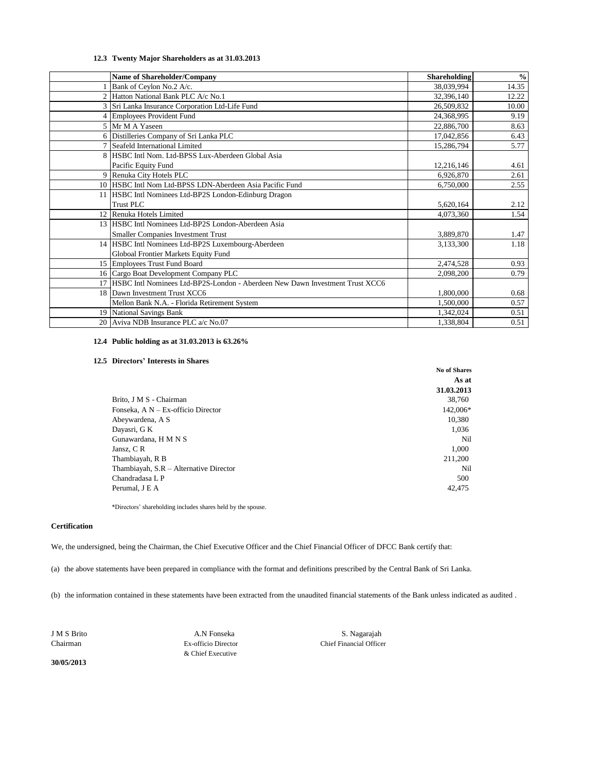### 12.3 Twenty Major Shareholders as at 31.03.2013

| | Name of Shareholder/Company | Shareholding | % |
|---|---|---|---|
| 1 | Bank of Ceylon No.2 A/c. | 38,039,994 | 14.35 |
| 2 | Hatton National Bank PLC A/c No.1 | 32,396,140 | 12.22 |
| 3 | Sri Lanka Insurance Corporation Ltd-Life Fund | 26,509,832 | 10.00 |
| 4 | Employees Provident Fund | 24,368,995 | 9.19 |
| 5 | Mr M A Yaseen | 22,886,700 | 8.63 |
| 6 | Distilleries Company of Sri Lanka PLC | 17,042,856 | 6.43 |
| 7 | Seafeld International Limited | 15,286,794 | 5.77 |
| 8 | HSBC Intl Nom. Ltd-BPSS Lux-Aberdeen Global Asia Pacific Equity Fund | 12,216,146 | 4.61 |
| 9 | Renuka City Hotels PLC | 6,926,870 | 2.61 |
| 10 | HSBC Intl Nom Ltd-BPSS LDN-Aberdeen Asia Pacific Fund | 6,750,000 | 2.55 |
| 11 | HSBC Intl Nominees Ltd-BP2S London-Edinburg Dragon Trust PLC | 5,620,164 | 2.12 |
| 12 | Renuka Hotels Limited | 4,073,360 | 1.54 |
| 13 | HSBC Intl Nominees Ltd-BP2S London-Aberdeen Asia Smaller Companies Investment Trust | 3,889,870 | 1.47 |
| 14 | HSBC Intl Nominees Ltd-BP2S Luxembourg-Aberdeen Globoal Frontier Markets Equity Fund | 3,133,300 | 1.18 |
| 15 | Employees Trust Fund Board | 2,474,528 | 0.93 |
| 16 | Cargo Boat Development Company PLC | 2,098,200 | 0.79 |
| 17 | HSBC Intl Nominees Ltd-BP2S-London - Aberdeen New Dawn Investment Trust XCC6 | | |
| 18 | Dawn Investment Trust XCC6 | 1,800,000 | 0.68 |
| | Mellon Bank N.A. - Florida Retirement System | 1,500,000 | 0.57 |
| 19 | National Savings Bank | 1,342,024 | 0.51 |
| 20 | Aviva NDB Insurance PLC a/c No.07 | 1,338,804 | 0.51 |

### 12.4 Public holding as at 31.03.2013 is 63.26%

### 12.5 Directors' Interests in Shares

| | No of Shares As at 31.03.2013 |
|---|---|
| Brito, J M S - Chairman | 38,760 |
| Fonseka, A N – Ex-officio Director | 142,006* |
| Abeywardena, A S | 10,380 |
| Dayasri, G K | 1,036 |
| Gunawardana, H M N S | Nil |
| Jansz, C R | 1,000 |
| Thambiayah, R B | 211,200 |
| Thambiayah, S.R – Alternative Director | Nil |
| Chandradasa L P | 500 |
| Perumal, J E A | 42,475 |

*Directors' shareholding includes shares held by the spouse.

**Certification**

We, the undersigned, being the Chairman, the Chief Executive Officer and the Chief Financial Officer of DFCC Bank certify that:

(a) the above statements have been prepared in compliance with the format and definitions prescribed by the Central Bank of Sri Lanka.

(b) the information contained in these statements have been extracted from the unaudited financial statements of the Bank unless indicated as audited .

J M S Brito
Chairman

A.N Fonseka
Ex-officio Director
& Chief Executive

S. Nagarajah
Chief Financial Officer

**30/05/2013**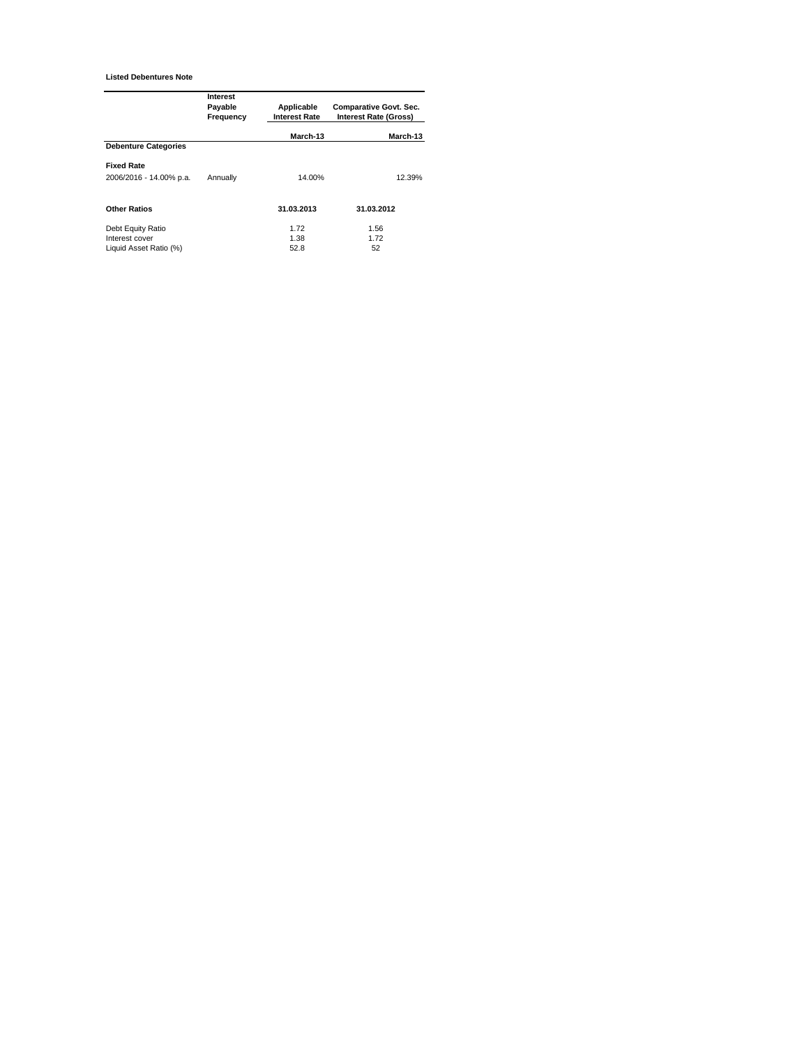**Listed Debentures Note**

| | Interest Payable Frequency | Applicable Interest Rate | Comparative Govt. Sec. Interest Rate (Gross) |
|---|---|---|---|
| | | March-13 | March-13 |
| **Debenture Categories** | | | |
| **Fixed Rate** | | | |
| 2006/2016 - 14.00% p.a. | Annually | 14.00% | 12.39% |

| **Other Ratios** | **31.03.2013** | **31.03.2012** |
|---|---|---|
| Debt Equity Ratio | 1.72 | 1.56 |
| Interest cover | 1.38 | 1.72 |
| Liquid Asset Ratio (%) | 52.8 | 52 |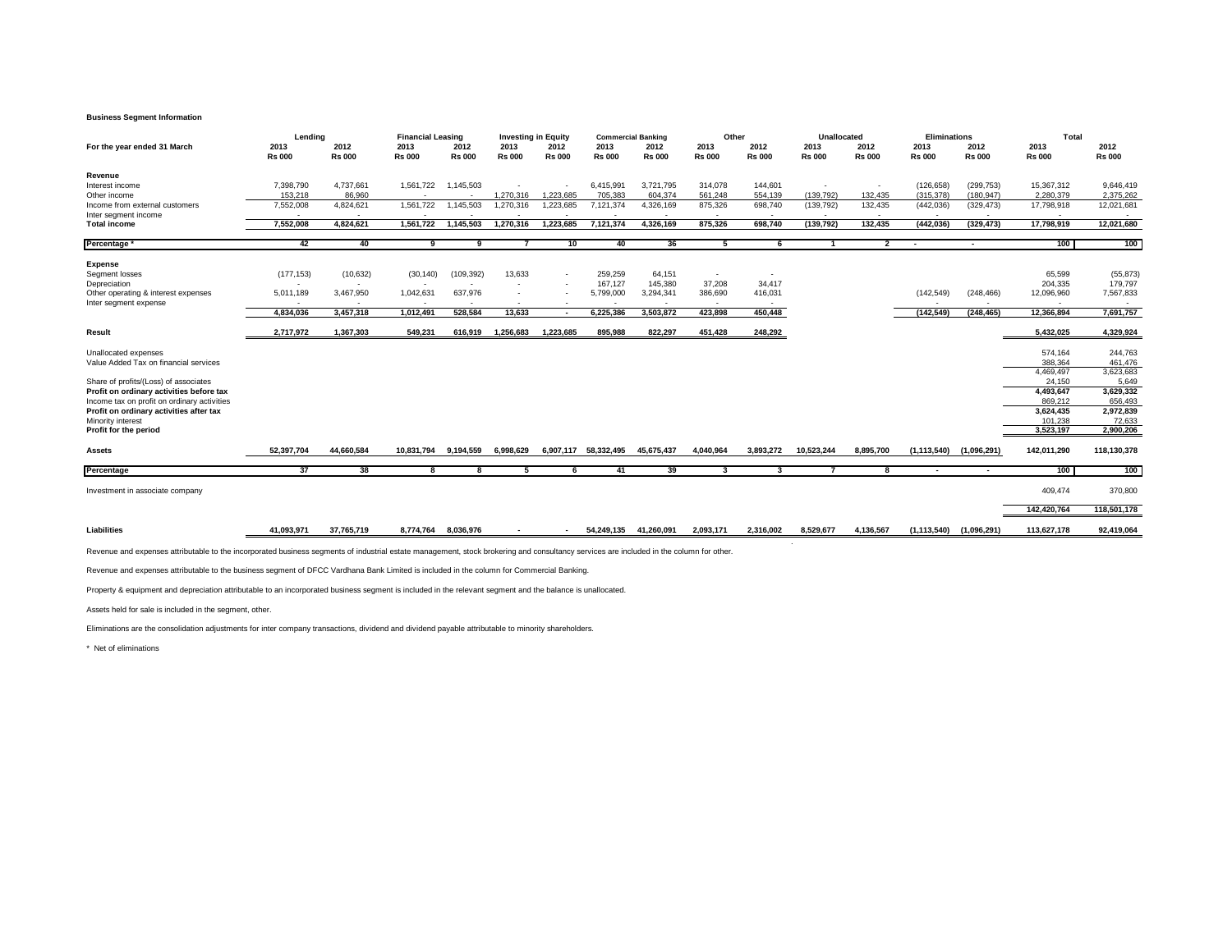**Business Segment Information**

| For the year ended 31 March | Lending | | Financial Leasing | | Investing in Equity | | Commercial Banking | | Other | | Unallocated | | Eliminations | | Total | |
|---|---|---|---|---|---|---|---|---|---|---|---|---|---|---|---|---|
| | 2013 | 2012 | 2013 | 2012 | 2013 | 2012 | 2013 | 2012 | 2013 | 2012 | 2013 | 2012 | 2013 | 2012 | 2013 | 2012 |
| | Rs 000 | Rs 000 | Rs 000 | Rs 000 | Rs 000 | Rs 000 | Rs 000 | Rs 000 | Rs 000 | Rs 000 | Rs 000 | Rs 000 | Rs 000 | Rs 000 | Rs 000 | Rs 000 |
| **Revenue** | | | | | | | | | | | | | | | | |
| Interest income | 7,398,790 | 4,737,661 | 1,561,722 | 1,145,503 | - | - | 6,415,991 | 3,721,795 | 314,078 | 144,601 | - | - | (126,658) | (299,753) | 15,367,312 | 9,646,419 |
| Other income | 153,218 | 86,960 | - | - | 1,270,316 | 1,223,685 | 705,383 | 604,374 | 561,248 | 554,139 | (139,792) | 132,435 | (315,378) | (180,947) | 2,280,379 | 2,375,262 |
| Income from external customers | 7,552,008 | 4,824,621 | 1,561,722 | 1,145,503 | 1,270,316 | 1,223,685 | 7,121,374 | 4,326,169 | 875,326 | 698,740 | (139,792) | 132,435 | (442,036) | (329,473) | 17,798,918 | 12,021,681 |
| Inter segment income | - | - | - | - | - | - | - | - | - | - | - | - | - | - | - | - |
| **Total income** | **7,552,008** | **4,824,621** | **1,561,722** | **1,145,503** | **1,270,316** | **1,223,685** | **7,121,374** | **4,326,169** | **875,326** | **698,740** | **(139,792)** | **132,435** | **(442,036)** | **(329,473)** | **17,798,919** | **12,021,680** |
| **Percentage *** | **42** | **40** | **9** | **9** | **7** | **10** | **40** | **36** | **5** | **6** | **1** | **2** | **-** | **-** | **100** | **100** |
| **Expense** | | | | | | | | | | | | | | | | |
| Segment losses | (177,153) | (10,632) | (30,140) | (109,392) | 13,633 | - | 259,259 | 64,151 | - | - | | | | | 65,599 | (55,873) |
| Depreciation | - | - | - | - | - | - | 167,127 | 145,380 | 37,208 | 34,417 | | | | | 204,335 | 179,797 |
| Other operating & interest expenses | 5,011,189 | 3,467,950 | 1,042,631 | 637,976 | - | - | 5,799,000 | 3,294,341 | 386,690 | 416,031 | | | (142,549) | (248,466) | 12,096,960 | 7,567,833 |
| Inter segment expense | - | - | - | - | - | - | - | - | - | - | | | - | - | - | - |
| | **4,834,036** | **3,457,318** | **1,012,491** | **528,584** | **13,633** | **-** | **6,225,386** | **3,503,872** | **423,898** | **450,448** | | | **(142,549)** | **(248,465)** | **12,366,894** | **7,691,757** |
| **Result** | **2,717,972** | **1,367,303** | **549,231** | **616,919** | **1,256,683** | **1,223,685** | **895,988** | **822,297** | **451,428** | **248,292** | | | | | **5,432,025** | **4,329,924** |
| Unallocated expenses | | | | | | | | | | | | | | | 574,164 | 244,763 |
| Value Added Tax on financial services | | | | | | | | | | | | | | | 388,364 | 461,476 |
| | | | | | | | | | | | | | | | 4,469,497 | 3,623,683 |
| Share of profits/(Loss) of associates | | | | | | | | | | | | | | | 24,150 | 5,649 |
| **Profit on ordinary activities before tax** | | | | | | | | | | | | | | | **4,493,647** | **3,629,332** |
| Income tax on profit on ordinary activities | | | | | | | | | | | | | | | 869,212 | 656,493 |
| **Profit on ordinary activities after tax** | | | | | | | | | | | | | | | **3,624,435** | **2,972,839** |
| Minority interest | | | | | | | | | | | | | | | 101,238 | 72,633 |
| **Profit for the period** | | | | | | | | | | | | | | | **3,523,197** | **2,900,206** |
| **Assets** | **52,397,704** | **44,660,584** | **10,831,794** | **9,194,559** | **6,998,629** | **6,907,117** | **58,332,495** | **45,675,437** | **4,040,964** | **3,893,272** | **10,523,244** | **8,895,700** | **(1,113,540)** | **(1,096,291)** | **142,011,290** | **118,130,378** |
| **Percentage** | **37** | **38** | **8** | **8** | **5** | **6** | **41** | **39** | **3** | **3** | **7** | **8** | **-** | **-** | **100** | **100** |
| Investment in associate company | | | | | | | | | | | | | | | 409,474 | 370,800 |
| | | | | | | | | | | | | | | | **142,420,764** | **118,501,178** |
| **Liabilities** | **41,093,971** | **37,765,719** | **8,774,764** | **8,036,976** | **-** | **-** | **54,249,135** | **41,260,091** | **2,093,171** | **2,316,002** | **8,529,677** | **4,136,567** | **(1,113,540)** | **(1,096,291)** | **113,627,178** | **92,419,064** |

Revenue and expenses attributable to the incorporated business segments of industrial estate management, stock brokering and consultancy services are included in the column for other.

Revenue and expenses attributable to the business segment of DFCC Vardhana Bank Limited is included in the column for Commercial Banking.

Property & equipment and depreciation attributable to an incorporated business segment is included in the relevant segment and the balance is unallocated.

Assets held for sale is included in the segment, other.

Eliminations are the consolidation adjustments for inter company transactions, dividend and dividend payable attributable to minority shareholders.

\* Net of eliminations